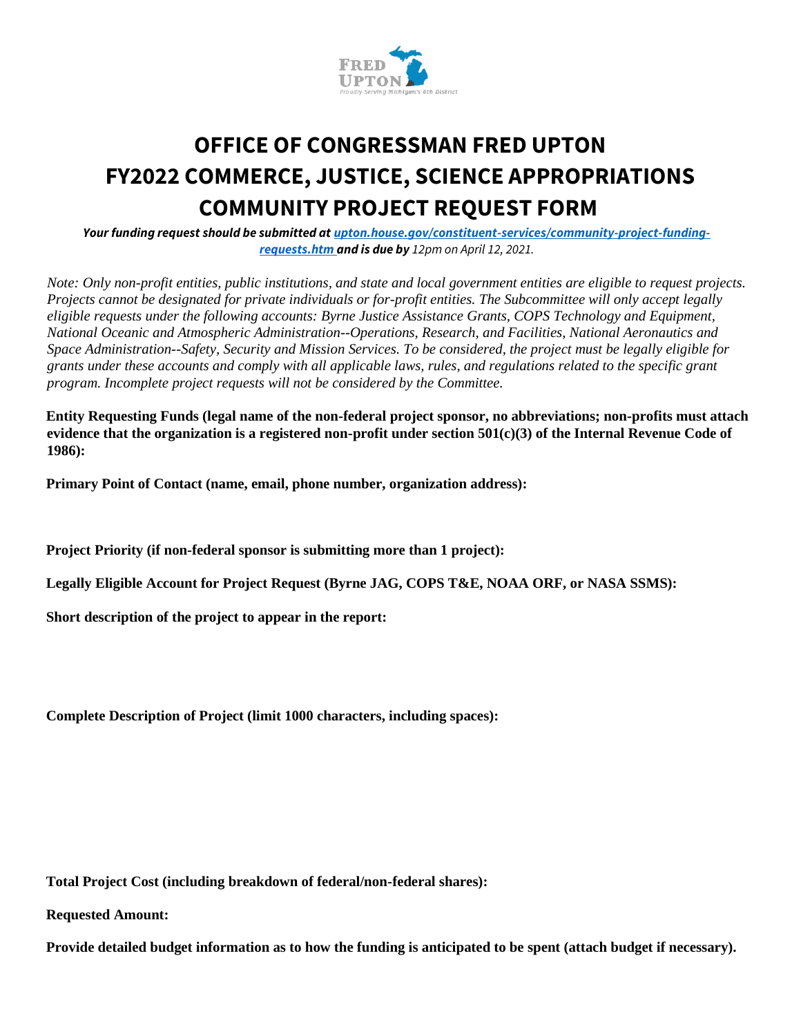# OFFICE OF CONGRESSMAN FRED UPTON
# FY2022 COMMERCE, JUSTICE, SCIENCE APPROPRIATIONS
# COMMUNITY PROJECT REQUEST FORM

***Your funding request should be submitted at [upton.house.gov/constituent-services/community-project-funding-requests.htm](upton.house.gov/constituent-services/community-project-funding-requests.htm) and is due by** 12pm on April 12, 2021.*

*Note: Only non-profit entities, public institutions, and state and local government entities are eligible to request projects. Projects cannot be designated for private individuals or for-profit entities. The Subcommittee will only accept legally eligible requests under the following accounts: Byrne Justice Assistance Grants, COPS Technology and Equipment, National Oceanic and Atmospheric Administration--Operations, Research, and Facilities, National Aeronautics and Space Administration--Safety, Security and Mission Services. To be considered, the project must be legally eligible for grants under these accounts and comply with all applicable laws, rules, and regulations related to the specific grant program. Incomplete project requests will not be considered by the Committee.*

**Entity Requesting Funds (legal name of the non-federal project sponsor, no abbreviations; non-profits must attach evidence that the organization is a registered non-profit under section 501(c)(3) of the Internal Revenue Code of 1986):**

**Primary Point of Contact (name, email, phone number, organization address):**

**Project Priority (if non-federal sponsor is submitting more than 1 project):**

**Legally Eligible Account for Project Request (Byrne JAG, COPS T&E, NOAA ORF, or NASA SSMS):**

**Short description of the project to appear in the report:**

**Complete Description of Project (limit 1000 characters, including spaces):**

**Total Project Cost (including breakdown of federal/non-federal shares):**

**Requested Amount:**

**Provide detailed budget information as to how the funding is anticipated to be spent (attach budget if necessary).**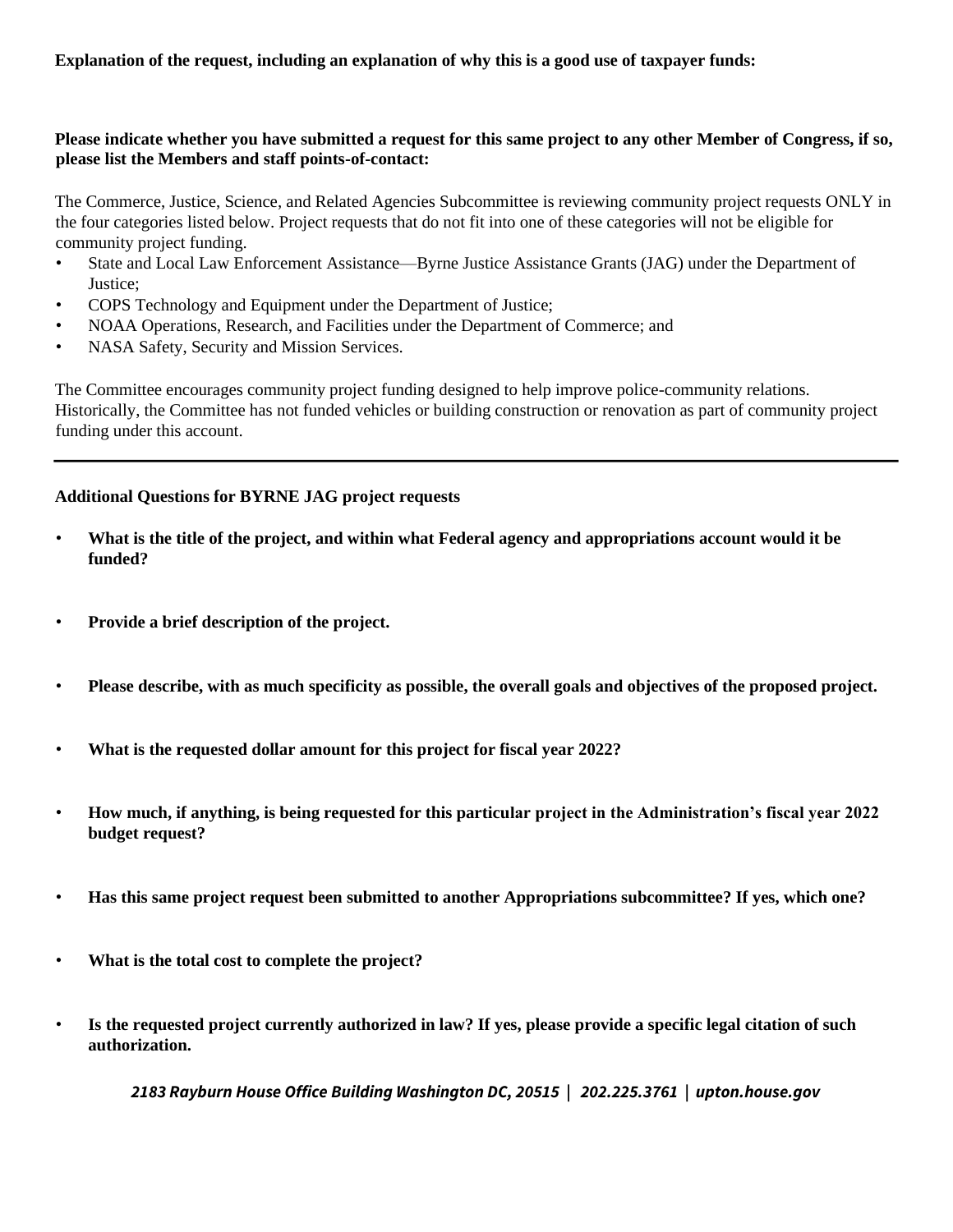**Explanation of the request, including an explanation of why this is a good use of taxpayer funds:**

**Please indicate whether you have submitted a request for this same project to any other Member of Congress, if so, please list the Members and staff points-of-contact:**

The Commerce, Justice, Science, and Related Agencies Subcommittee is reviewing community project requests ONLY in the four categories listed below. Project requests that do not fit into one of these categories will not be eligible for community project funding.

- State and Local Law Enforcement Assistance—Byrne Justice Assistance Grants (JAG) under the Department of Justice;
- COPS Technology and Equipment under the Department of Justice;
- NOAA Operations, Research, and Facilities under the Department of Commerce; and
- NASA Safety, Security and Mission Services.

The Committee encourages community project funding designed to help improve police-community relations. Historically, the Committee has not funded vehicles or building construction or renovation as part of community project funding under this account.

---

**Additional Questions for BYRNE JAG project requests**

- **What is the title of the project, and within what Federal agency and appropriations account would it be funded?**
- **Provide a brief description of the project.**
- **Please describe, with as much specificity as possible, the overall goals and objectives of the proposed project.**
- **What is the requested dollar amount for this project for fiscal year 2022?**
- **How much, if anything, is being requested for this particular project in the Administration's fiscal year 2022 budget request?**
- **Has this same project request been submitted to another Appropriations subcommittee? If yes, which one?**
- **What is the total cost to complete the project?**
- **Is the requested project currently authorized in law? If yes, please provide a specific legal citation of such authorization.**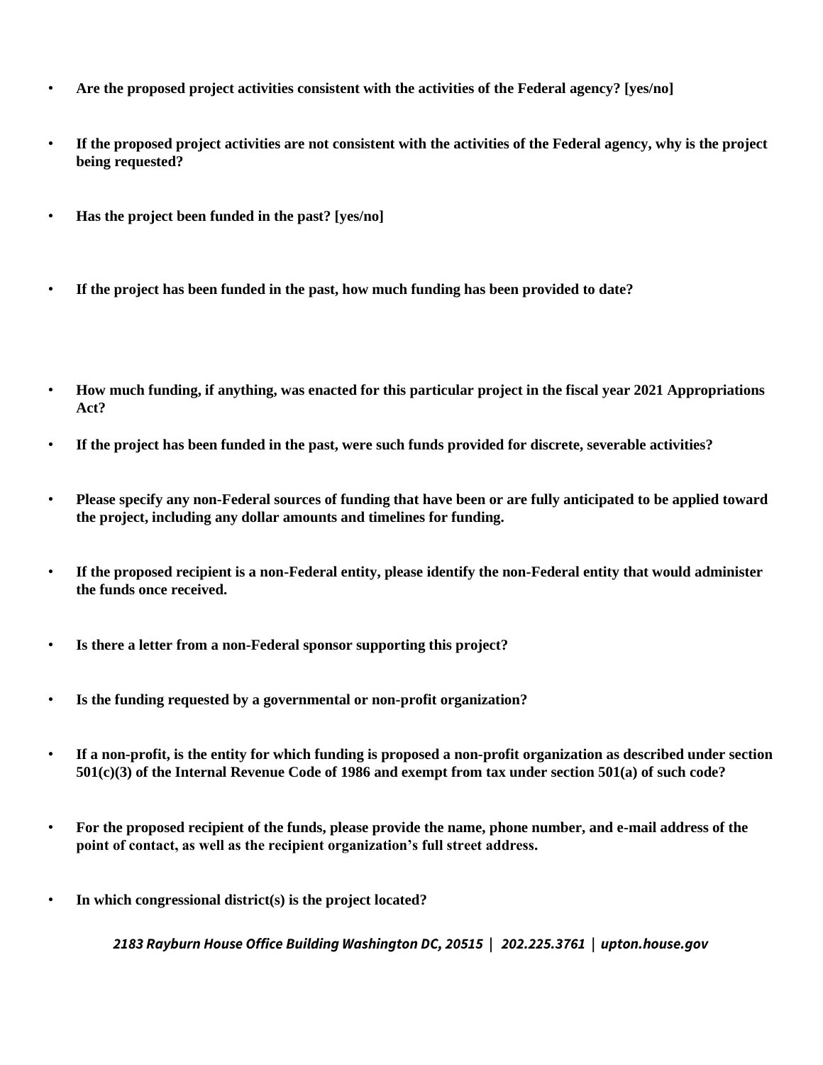- **Are the proposed project activities consistent with the activities of the Federal agency? [yes/no]**

- **If the proposed project activities are not consistent with the activities of the Federal agency, why is the project being requested?**

- **Has the project been funded in the past? [yes/no]**

- **If the project has been funded in the past, how much funding has been provided to date?**

- **How much funding, if anything, was enacted for this particular project in the fiscal year 2021 Appropriations Act?**

- **If the project has been funded in the past, were such funds provided for discrete, severable activities?**

- **Please specify any non-Federal sources of funding that have been or are fully anticipated to be applied toward the project, including any dollar amounts and timelines for funding.**

- **If the proposed recipient is a non-Federal entity, please identify the non-Federal entity that would administer the funds once received.**

- **Is there a letter from a non-Federal sponsor supporting this project?**

- **Is the funding requested by a governmental or non-profit organization?**

- **If a non-profit, is the entity for which funding is proposed a non-profit organization as described under section 501(c)(3) of the Internal Revenue Code of 1986 and exempt from tax under section 501(a) of such code?**

- **For the proposed recipient of the funds, please provide the name, phone number, and e-mail address of the point of contact, as well as the recipient organization's full street address.**

- **In which congressional district(s) is the project located?**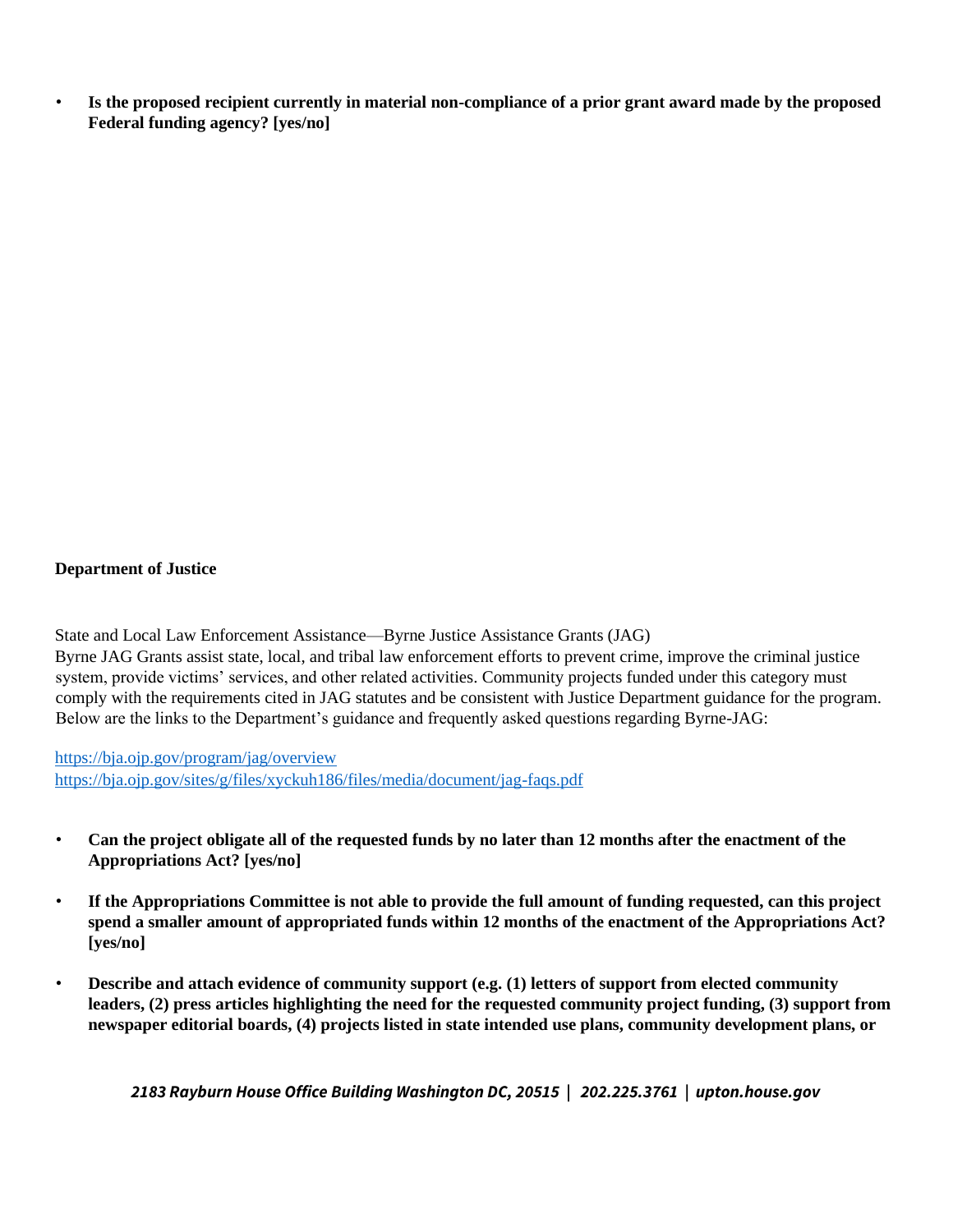- **Is the proposed recipient currently in material non-compliance of a prior grant award made by the proposed Federal funding agency? [yes/no]**

**Department of Justice**

State and Local Law Enforcement Assistance—Byrne Justice Assistance Grants (JAG)
Byrne JAG Grants assist state, local, and tribal law enforcement efforts to prevent crime, improve the criminal justice system, provide victims' services, and other related activities. Community projects funded under this category must comply with the requirements cited in JAG statutes and be consistent with Justice Department guidance for the program. Below are the links to the Department's guidance and frequently asked questions regarding Byrne-JAG:

https://bja.ojp.gov/program/jag/overview
https://bja.ojp.gov/sites/g/files/xyckuh186/files/media/document/jag-faqs.pdf

- **Can the project obligate all of the requested funds by no later than 12 months after the enactment of the Appropriations Act? [yes/no]**

- **If the Appropriations Committee is not able to provide the full amount of funding requested, can this project spend a smaller amount of appropriated funds within 12 months of the enactment of the Appropriations Act? [yes/no]**

- **Describe and attach evidence of community support (e.g. (1) letters of support from elected community leaders, (2) press articles highlighting the need for the requested community project funding, (3) support from newspaper editorial boards, (4) projects listed in state intended use plans, community development plans, or**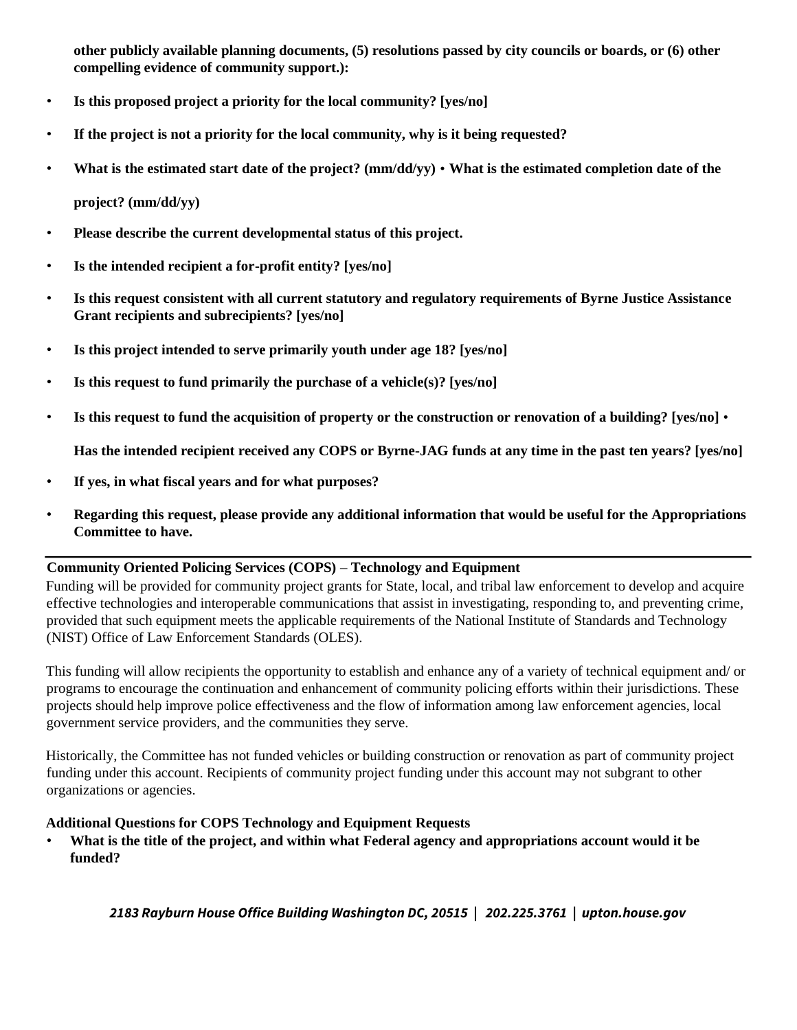**other publicly available planning documents, (5) resolutions passed by city councils or boards, or (6) other compelling evidence of community support.):**

- **Is this proposed project a priority for the local community? [yes/no]**
- **If the project is not a priority for the local community, why is it being requested?**
- **What is the estimated start date of the project? (mm/dd/yy)**
- **What is the estimated completion date of the project? (mm/dd/yy)**
- **Please describe the current developmental status of this project.**
- **Is the intended recipient a for-profit entity? [yes/no]**
- **Is this request consistent with all current statutory and regulatory requirements of Byrne Justice Assistance Grant recipients and subrecipients? [yes/no]**
- **Is this project intended to serve primarily youth under age 18? [yes/no]**
- **Is this request to fund primarily the purchase of a vehicle(s)? [yes/no]**
- **Is this request to fund the acquisition of property or the construction or renovation of a building? [yes/no]**
- **Has the intended recipient received any COPS or Byrne-JAG funds at any time in the past ten years? [yes/no]**
- **If yes, in what fiscal years and for what purposes?**
- **Regarding this request, please provide any additional information that would be useful for the Appropriations Committee to have.**

---

**Community Oriented Policing Services (COPS) – Technology and Equipment**

Funding will be provided for community project grants for State, local, and tribal law enforcement to develop and acquire effective technologies and interoperable communications that assist in investigating, responding to, and preventing crime, provided that such equipment meets the applicable requirements of the National Institute of Standards and Technology (NIST) Office of Law Enforcement Standards (OLES).

This funding will allow recipients the opportunity to establish and enhance any of a variety of technical equipment and/ or programs to encourage the continuation and enhancement of community policing efforts within their jurisdictions. These projects should help improve police effectiveness and the flow of information among law enforcement agencies, local government service providers, and the communities they serve.

Historically, the Committee has not funded vehicles or building construction or renovation as part of community project funding under this account. Recipients of community project funding under this account may not subgrant to other organizations or agencies.

**Additional Questions for COPS Technology and Equipment Requests**

- **What is the title of the project, and within what Federal agency and appropriations account would it be funded?**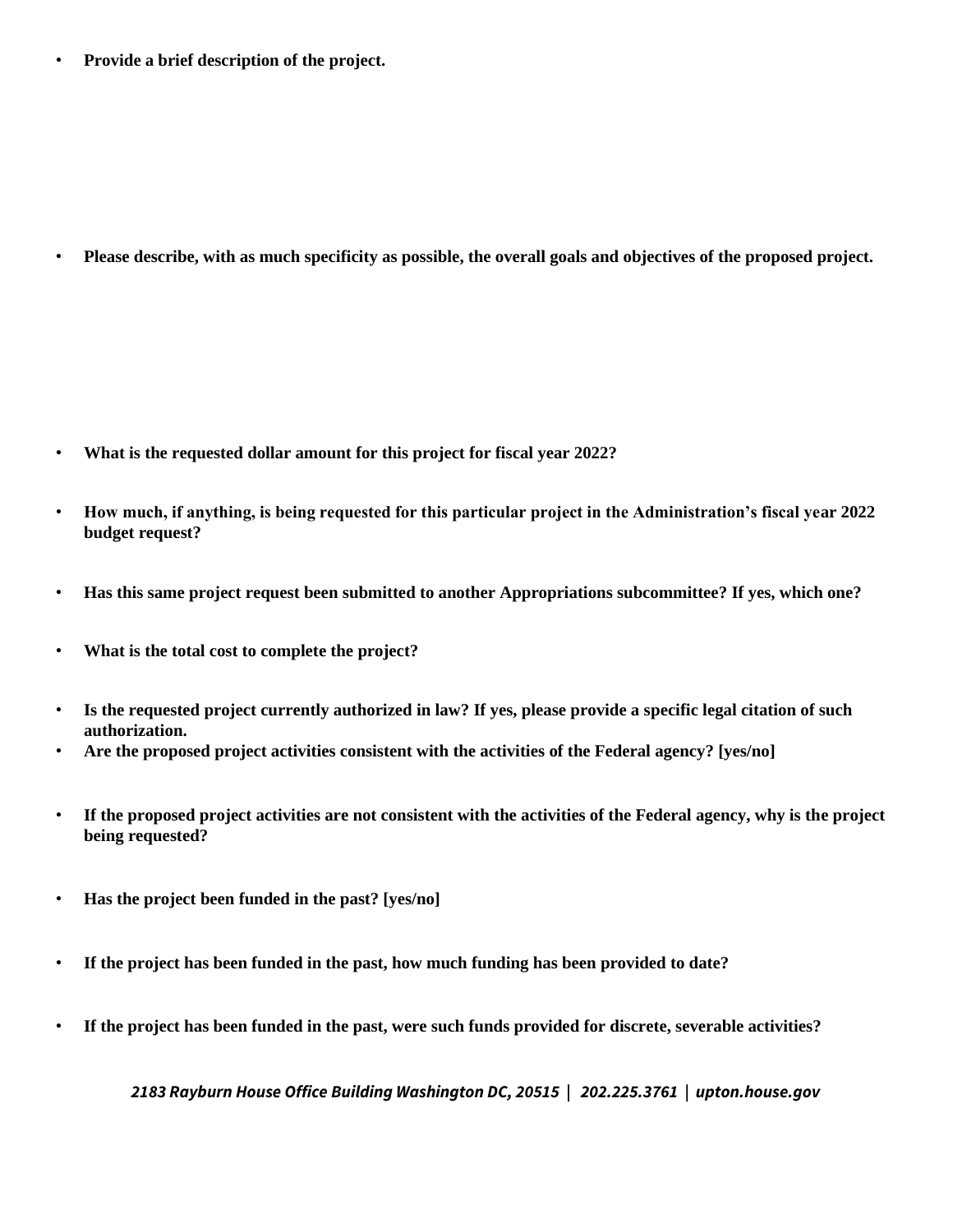- **Provide a brief description of the project.**

- **Please describe, with as much specificity as possible, the overall goals and objectives of the proposed project.**

- **What is the requested dollar amount for this project for fiscal year 2022?**

- **How much, if anything, is being requested for this particular project in the Administration's fiscal year 2022 budget request?**

- **Has this same project request been submitted to another Appropriations subcommittee? If yes, which one?**

- **What is the total cost to complete the project?**

- **Is the requested project currently authorized in law? If yes, please provide a specific legal citation of such authorization.**
- **Are the proposed project activities consistent with the activities of the Federal agency? [yes/no]**

- **If the proposed project activities are not consistent with the activities of the Federal agency, why is the project being requested?**

- **Has the project been funded in the past? [yes/no]**

- **If the project has been funded in the past, how much funding has been provided to date?**

- **If the project has been funded in the past, were such funds provided for discrete, severable activities?**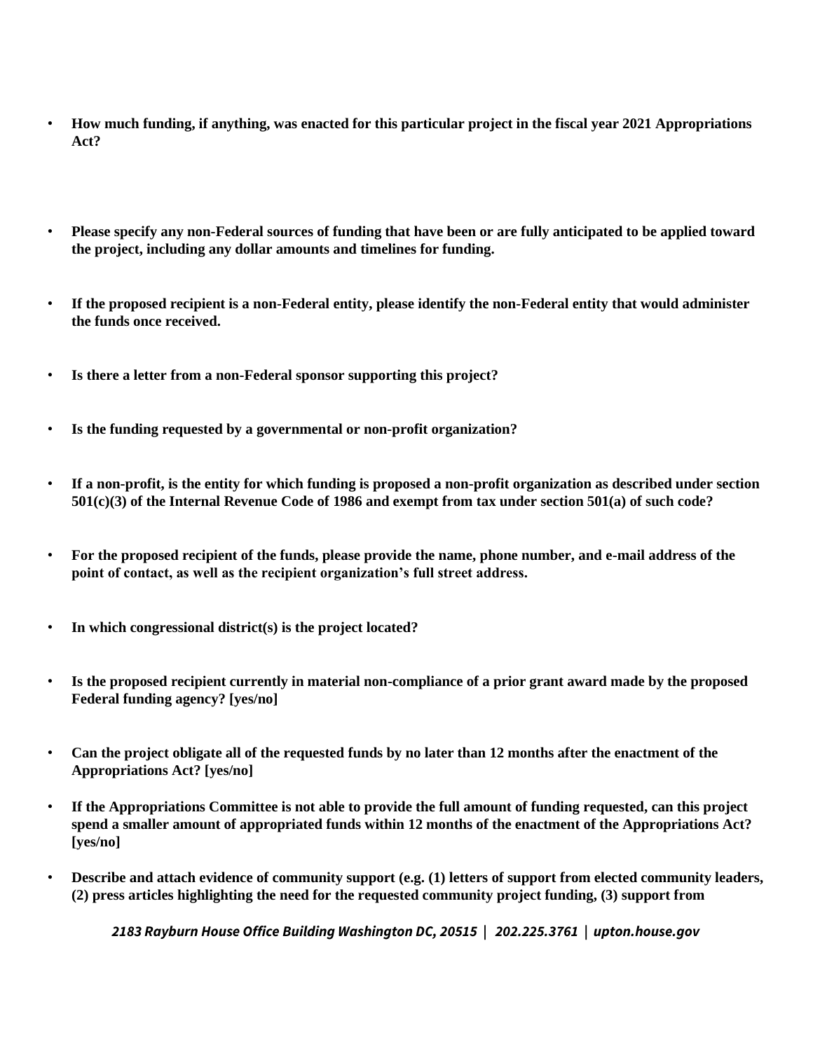- **How much funding, if anything, was enacted for this particular project in the fiscal year 2021 Appropriations Act?**

- **Please specify any non-Federal sources of funding that have been or are fully anticipated to be applied toward the project, including any dollar amounts and timelines for funding.**

- **If the proposed recipient is a non-Federal entity, please identify the non-Federal entity that would administer the funds once received.**

- **Is there a letter from a non-Federal sponsor supporting this project?**

- **Is the funding requested by a governmental or non-profit organization?**

- **If a non-profit, is the entity for which funding is proposed a non-profit organization as described under section 501(c)(3) of the Internal Revenue Code of 1986 and exempt from tax under section 501(a) of such code?**

- **For the proposed recipient of the funds, please provide the name, phone number, and e-mail address of the point of contact, as well as the recipient organization's full street address.**

- **In which congressional district(s) is the project located?**

- **Is the proposed recipient currently in material non-compliance of a prior grant award made by the proposed Federal funding agency? [yes/no]**

- **Can the project obligate all of the requested funds by no later than 12 months after the enactment of the Appropriations Act? [yes/no]**

- **If the Appropriations Committee is not able to provide the full amount of funding requested, can this project spend a smaller amount of appropriated funds within 12 months of the enactment of the Appropriations Act? [yes/no]**

- **Describe and attach evidence of community support (e.g. (1) letters of support from elected community leaders, (2) press articles highlighting the need for the requested community project funding, (3) support from**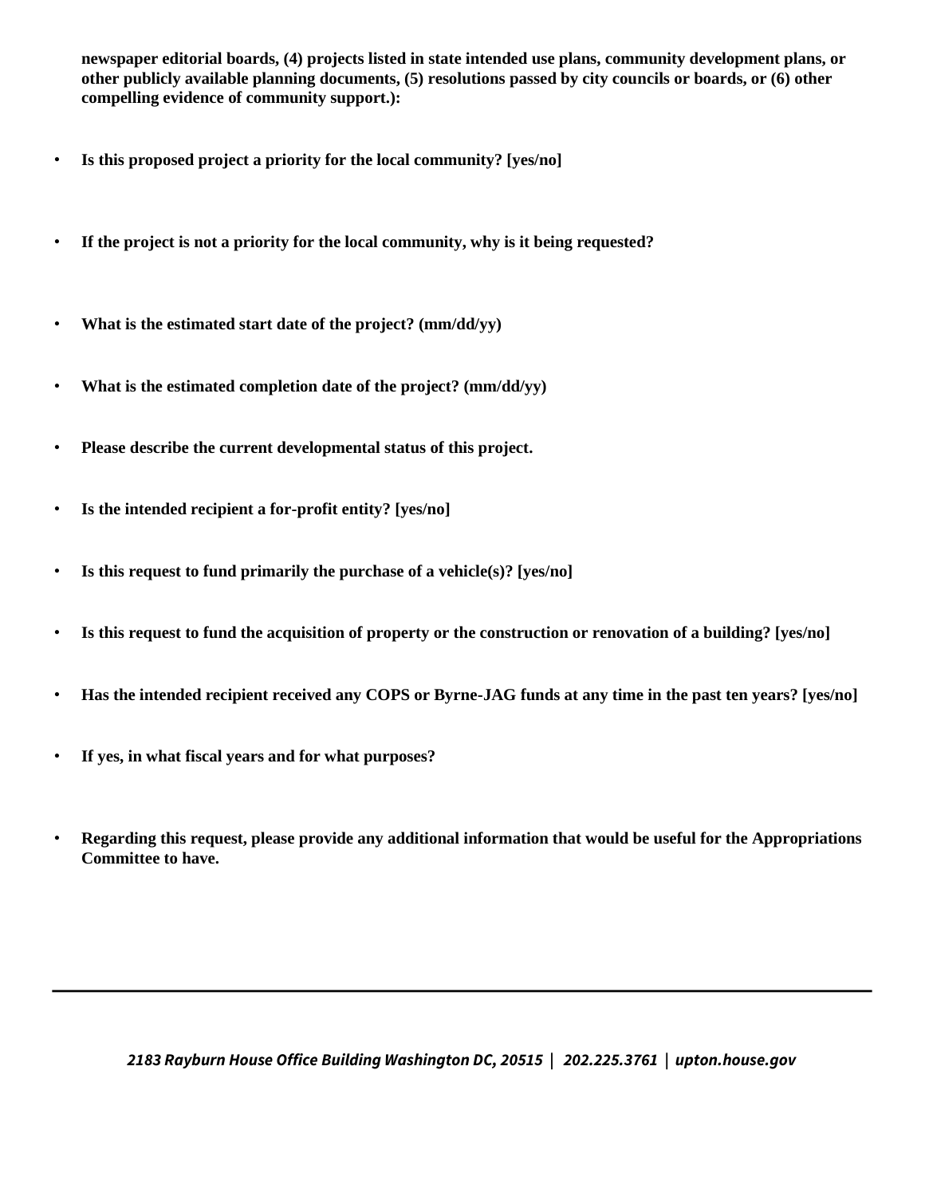**newspaper editorial boards, (4) projects listed in state intended use plans, community development plans, or other publicly available planning documents, (5) resolutions passed by city councils or boards, or (6) other compelling evidence of community support.):**

- **Is this proposed project a priority for the local community? [yes/no]**

- **If the project is not a priority for the local community, why is it being requested?**

- **What is the estimated start date of the project? (mm/dd/yy)**

- **What is the estimated completion date of the project? (mm/dd/yy)**

- **Please describe the current developmental status of this project.**

- **Is the intended recipient a for-profit entity? [yes/no]**

- **Is this request to fund primarily the purchase of a vehicle(s)? [yes/no]**

- **Is this request to fund the acquisition of property or the construction or renovation of a building? [yes/no]**

- **Has the intended recipient received any COPS or Byrne-JAG funds at any time in the past ten years? [yes/no]**

- **If yes, in what fiscal years and for what purposes?**

- **Regarding this request, please provide any additional information that would be useful for the Appropriations Committee to have.**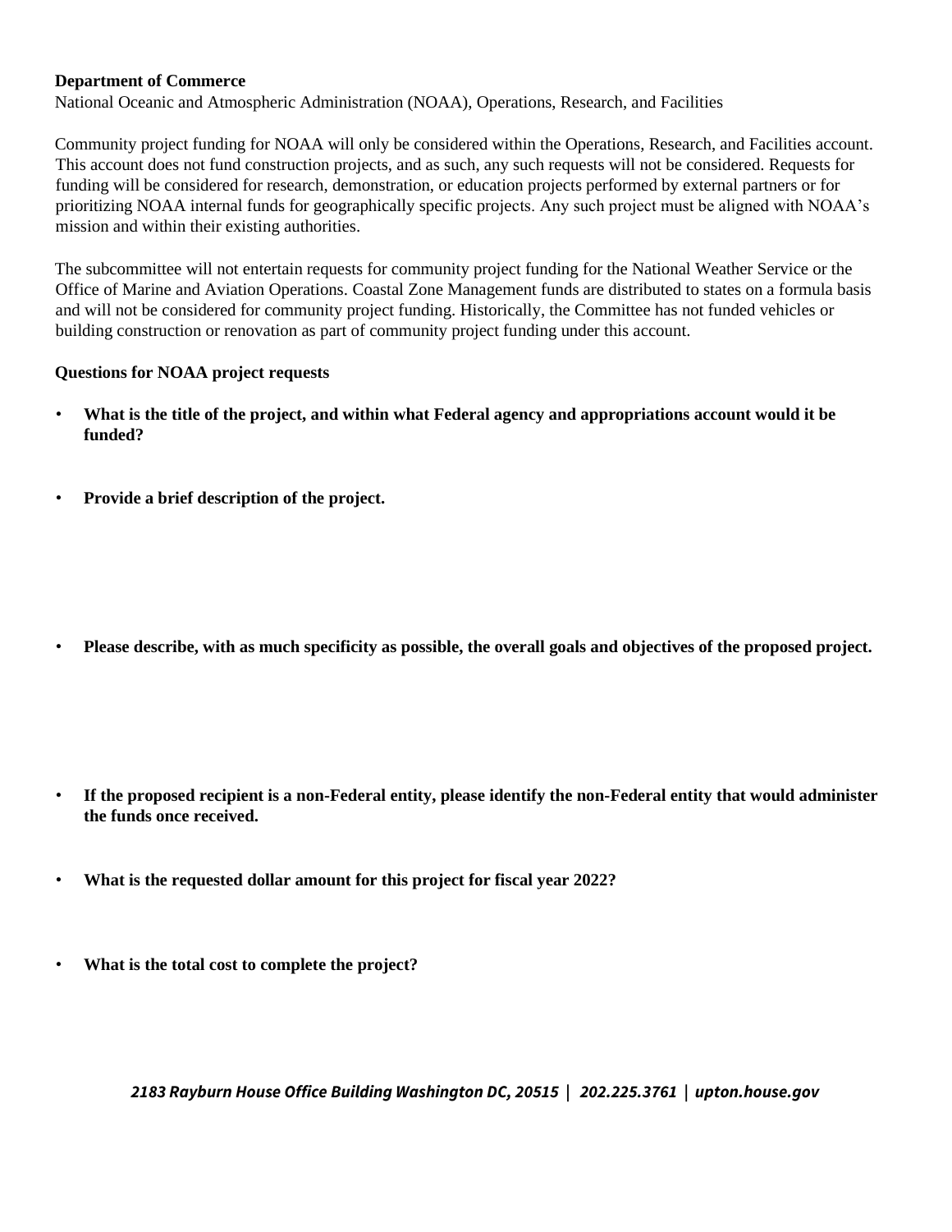**Department of Commerce**
National Oceanic and Atmospheric Administration (NOAA), Operations, Research, and Facilities

Community project funding for NOAA will only be considered within the Operations, Research, and Facilities account. This account does not fund construction projects, and as such, any such requests will not be considered. Requests for funding will be considered for research, demonstration, or education projects performed by external partners or for prioritizing NOAA internal funds for geographically specific projects. Any such project must be aligned with NOAA's mission and within their existing authorities.

The subcommittee will not entertain requests for community project funding for the National Weather Service or the Office of Marine and Aviation Operations. Coastal Zone Management funds are distributed to states on a formula basis and will not be considered for community project funding. Historically, the Committee has not funded vehicles or building construction or renovation as part of community project funding under this account.

**Questions for NOAA project requests**

- **What is the title of the project, and within what Federal agency and appropriations account would it be funded?**
- **Provide a brief description of the project.**
- **Please describe, with as much specificity as possible, the overall goals and objectives of the proposed project.**
- **If the proposed recipient is a non-Federal entity, please identify the non-Federal entity that would administer the funds once received.**
- **What is the requested dollar amount for this project for fiscal year 2022?**
- **What is the total cost to complete the project?**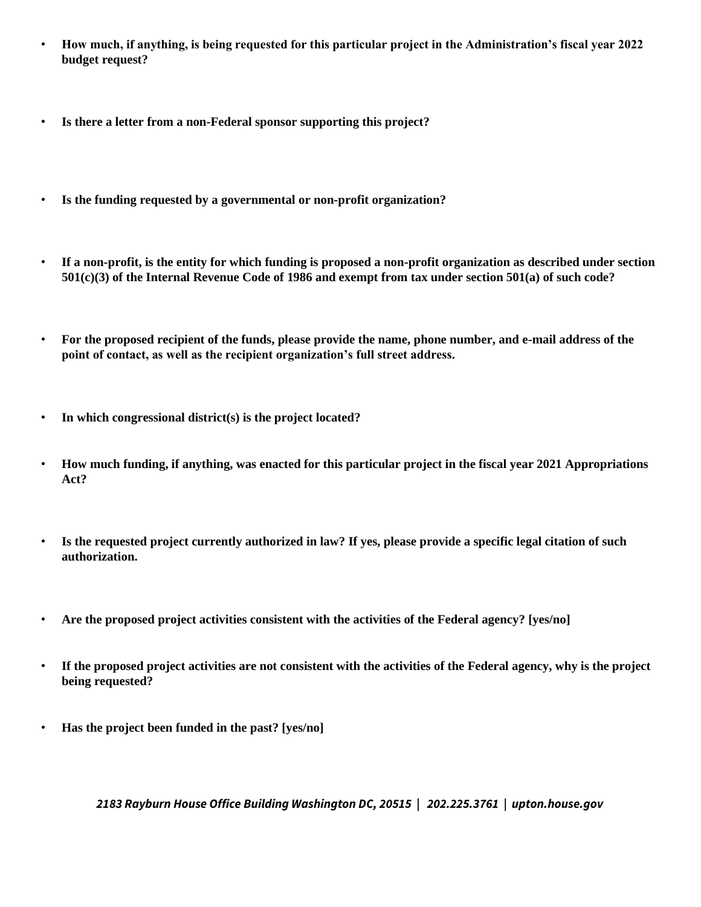- **How much, if anything, is being requested for this particular project in the Administration's fiscal year 2022 budget request?**

- **Is there a letter from a non-Federal sponsor supporting this project?**

- **Is the funding requested by a governmental or non-profit organization?**

- **If a non-profit, is the entity for which funding is proposed a non-profit organization as described under section 501(c)(3) of the Internal Revenue Code of 1986 and exempt from tax under section 501(a) of such code?**

- **For the proposed recipient of the funds, please provide the name, phone number, and e-mail address of the point of contact, as well as the recipient organization's full street address.**

- **In which congressional district(s) is the project located?**

- **How much funding, if anything, was enacted for this particular project in the fiscal year 2021 Appropriations Act?**

- **Is the requested project currently authorized in law? If yes, please provide a specific legal citation of such authorization.**

- **Are the proposed project activities consistent with the activities of the Federal agency? [yes/no]**

- **If the proposed project activities are not consistent with the activities of the Federal agency, why is the project being requested?**

- **Has the project been funded in the past? [yes/no]**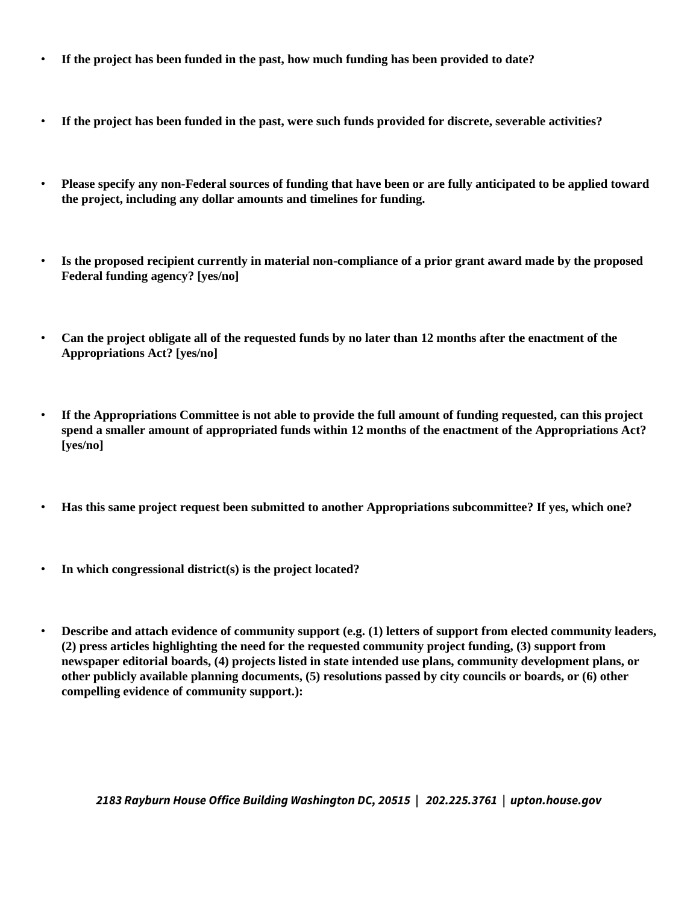- **If the project has been funded in the past, how much funding has been provided to date?**

- **If the project has been funded in the past, were such funds provided for discrete, severable activities?**

- **Please specify any non-Federal sources of funding that have been or are fully anticipated to be applied toward the project, including any dollar amounts and timelines for funding.**

- **Is the proposed recipient currently in material non-compliance of a prior grant award made by the proposed Federal funding agency? [yes/no]**

- **Can the project obligate all of the requested funds by no later than 12 months after the enactment of the Appropriations Act? [yes/no]**

- **If the Appropriations Committee is not able to provide the full amount of funding requested, can this project spend a smaller amount of appropriated funds within 12 months of the enactment of the Appropriations Act? [yes/no]**

- **Has this same project request been submitted to another Appropriations subcommittee? If yes, which one?**

- **In which congressional district(s) is the project located?**

- **Describe and attach evidence of community support (e.g. (1) letters of support from elected community leaders, (2) press articles highlighting the need for the requested community project funding, (3) support from newspaper editorial boards, (4) projects listed in state intended use plans, community development plans, or other publicly available planning documents, (5) resolutions passed by city councils or boards, or (6) other compelling evidence of community support.):**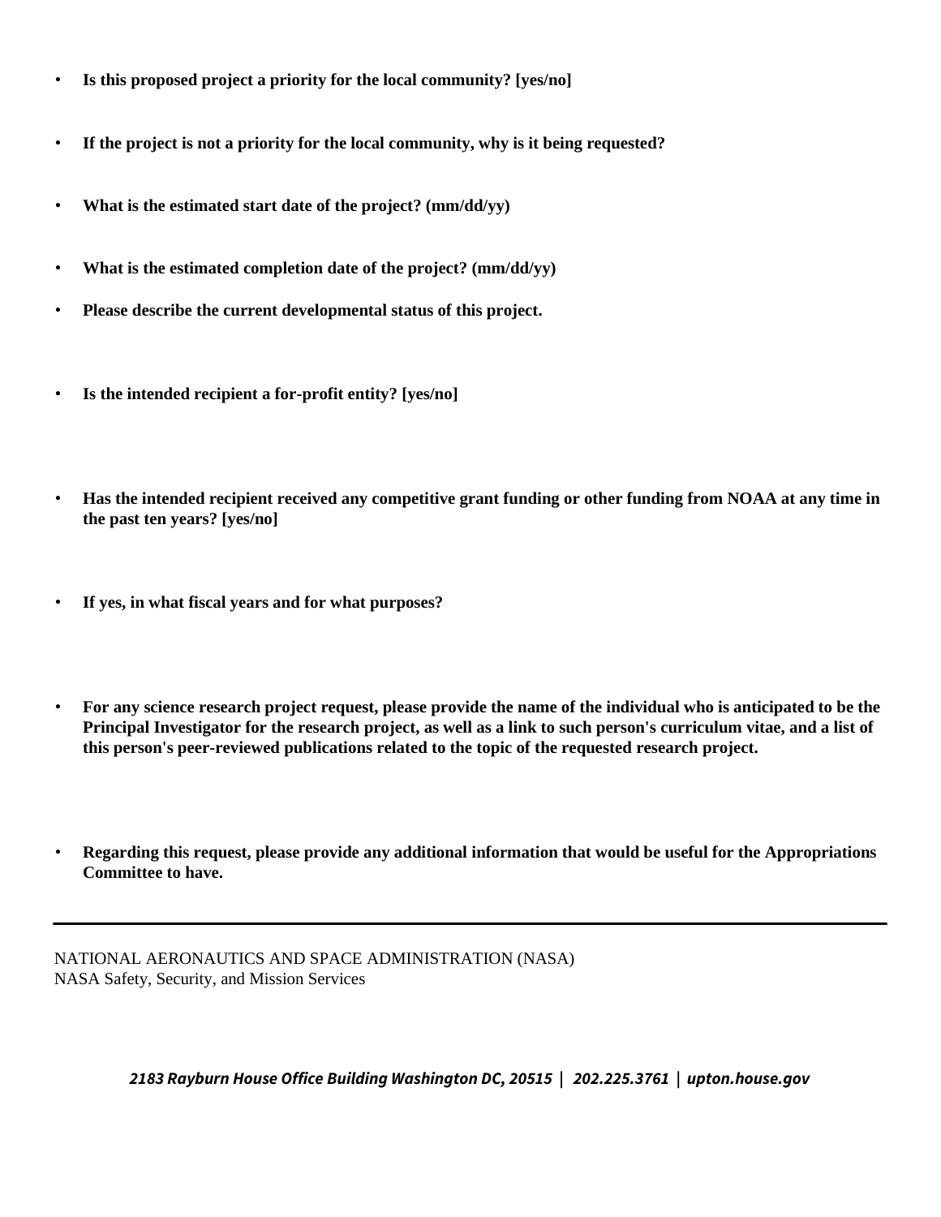- **Is this proposed project a priority for the local community? [yes/no]**

- **If the project is not a priority for the local community, why is it being requested?**

- **What is the estimated start date of the project? (mm/dd/yy)**

- **What is the estimated completion date of the project? (mm/dd/yy)**

- **Please describe the current developmental status of this project.**

- **Is the intended recipient a for-profit entity? [yes/no]**

- **Has the intended recipient received any competitive grant funding or other funding from NOAA at any time in the past ten years? [yes/no]**

- **If yes, in what fiscal years and for what purposes?**

- **For any science research project request, please provide the name of the individual who is anticipated to be the Principal Investigator for the research project, as well as a link to such person's curriculum vitae, and a list of this person's peer-reviewed publications related to the topic of the requested research project.**

- **Regarding this request, please provide any additional information that would be useful for the Appropriations Committee to have.**

---

NATIONAL AERONAUTICS AND SPACE ADMINISTRATION (NASA)
NASA Safety, Security, and Mission Services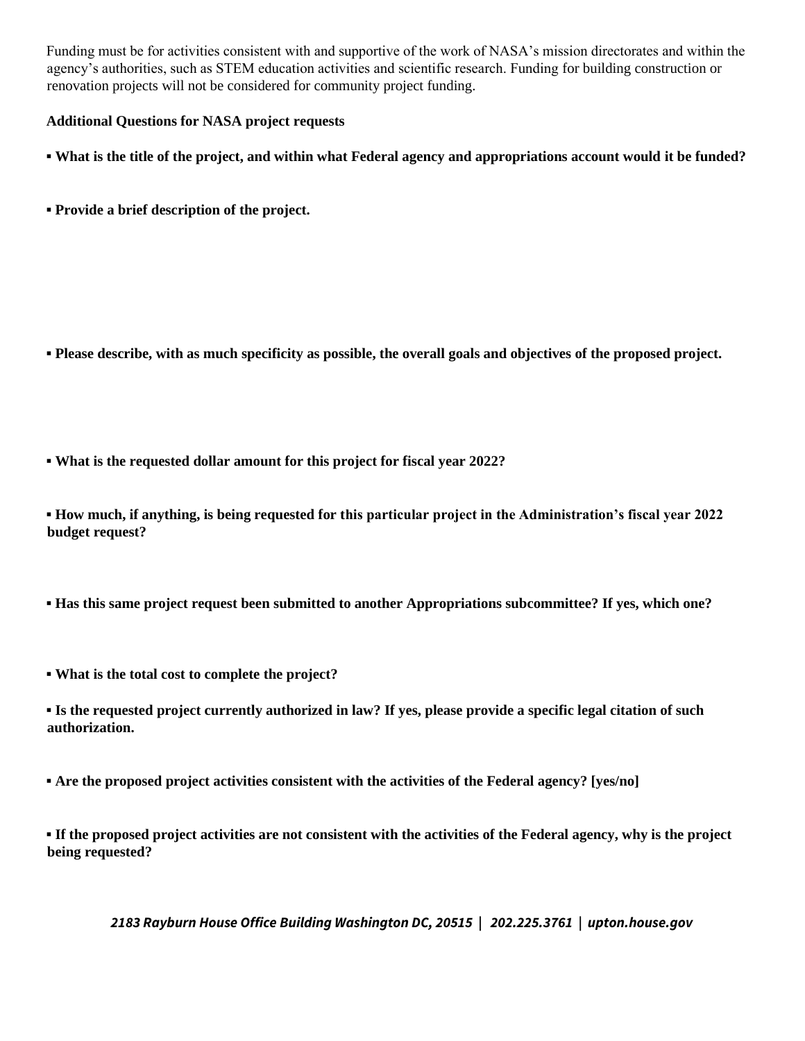Funding must be for activities consistent with and supportive of the work of NASA's mission directorates and within the agency's authorities, such as STEM education activities and scientific research. Funding for building construction or renovation projects will not be considered for community project funding.

**Additional Questions for NASA project requests**

- **What is the title of the project, and within what Federal agency and appropriations account would it be funded?**

- **Provide a brief description of the project.**

- **Please describe, with as much specificity as possible, the overall goals and objectives of the proposed project.**

- **What is the requested dollar amount for this project for fiscal year 2022?**

- **How much, if anything, is being requested for this particular project in the Administration's fiscal year 2022 budget request?**

- **Has this same project request been submitted to another Appropriations subcommittee? If yes, which one?**

- **What is the total cost to complete the project?**

- **Is the requested project currently authorized in law? If yes, please provide a specific legal citation of such authorization.**

- **Are the proposed project activities consistent with the activities of the Federal agency? [yes/no]**

- **If the proposed project activities are not consistent with the activities of the Federal agency, why is the project being requested?**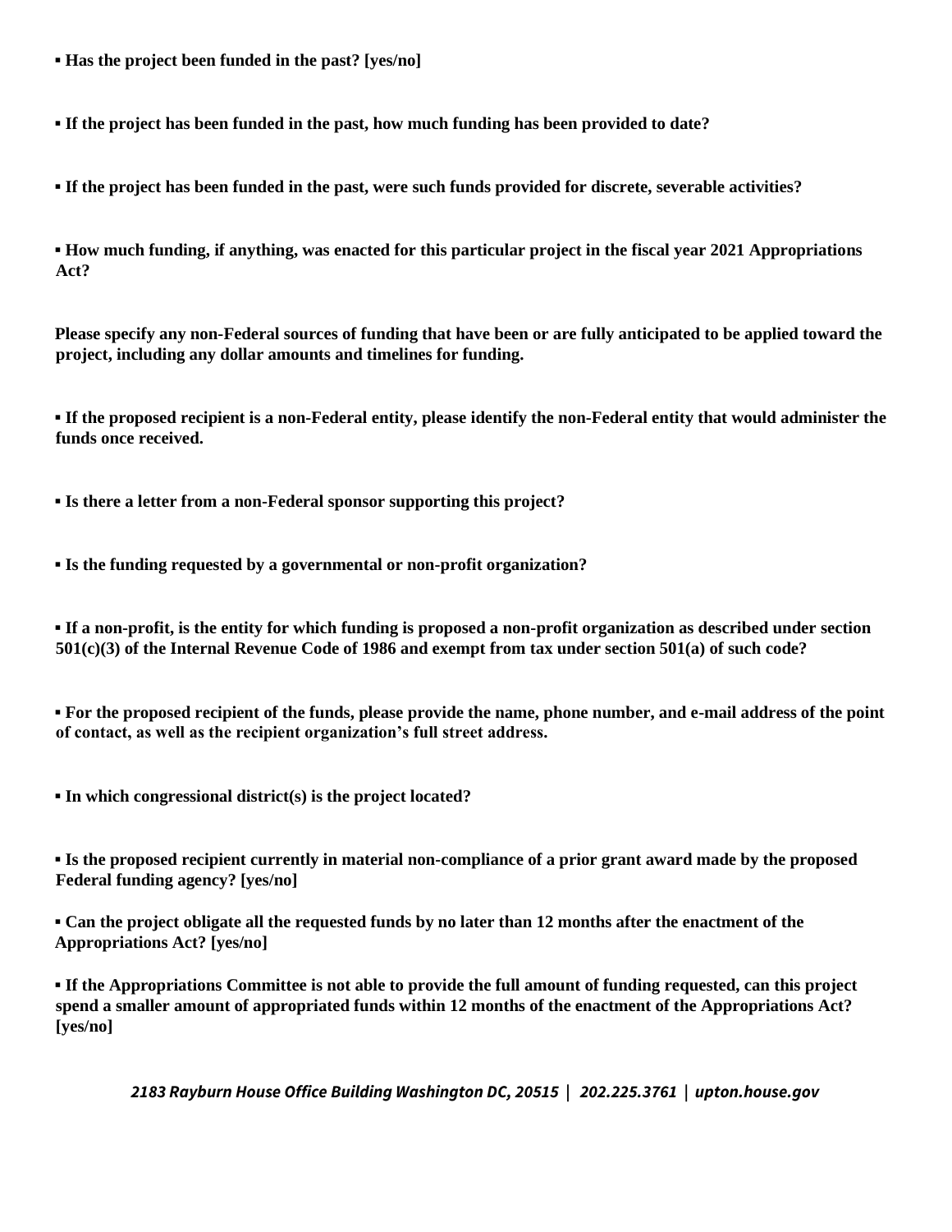- **Has the project been funded in the past? [yes/no]**

- **If the project has been funded in the past, how much funding has been provided to date?**

- **If the project has been funded in the past, were such funds provided for discrete, severable activities?**

- **How much funding, if anything, was enacted for this particular project in the fiscal year 2021 Appropriations Act?**

**Please specify any non-Federal sources of funding that have been or are fully anticipated to be applied toward the project, including any dollar amounts and timelines for funding.**

- **If the proposed recipient is a non-Federal entity, please identify the non-Federal entity that would administer the funds once received.**

- **Is there a letter from a non-Federal sponsor supporting this project?**

- **Is the funding requested by a governmental or non-profit organization?**

- **If a non-profit, is the entity for which funding is proposed a non-profit organization as described under section 501(c)(3) of the Internal Revenue Code of 1986 and exempt from tax under section 501(a) of such code?**

- **For the proposed recipient of the funds, please provide the name, phone number, and e-mail address of the point of contact, as well as the recipient organization's full street address.**

- **In which congressional district(s) is the project located?**

- **Is the proposed recipient currently in material non-compliance of a prior grant award made by the proposed Federal funding agency? [yes/no]**

- **Can the project obligate all the requested funds by no later than 12 months after the enactment of the Appropriations Act? [yes/no]**

- **If the Appropriations Committee is not able to provide the full amount of funding requested, can this project spend a smaller amount of appropriated funds within 12 months of the enactment of the Appropriations Act? [yes/no]**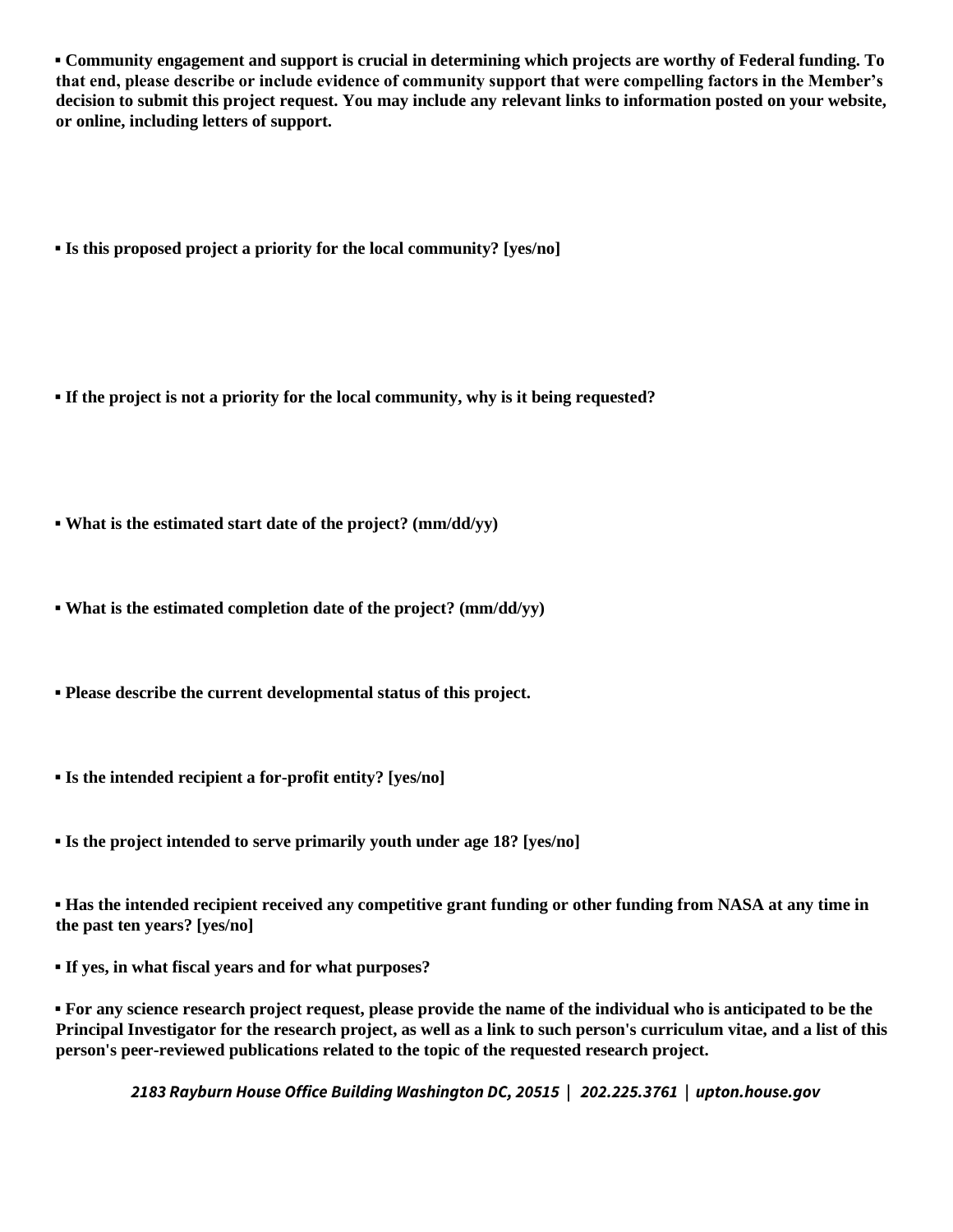- **Community engagement and support is crucial in determining which projects are worthy of Federal funding. To that end, please describe or include evidence of community support that were compelling factors in the Member's decision to submit this project request. You may include any relevant links to information posted on your website, or online, including letters of support.**

- **Is this proposed project a priority for the local community? [yes/no]**

- **If the project is not a priority for the local community, why is it being requested?**

- **What is the estimated start date of the project? (mm/dd/yy)**

- **What is the estimated completion date of the project? (mm/dd/yy)**

- **Please describe the current developmental status of this project.**

- **Is the intended recipient a for-profit entity? [yes/no]**

- **Is the project intended to serve primarily youth under age 18? [yes/no]**

- **Has the intended recipient received any competitive grant funding or other funding from NASA at any time in the past ten years? [yes/no]**

- **If yes, in what fiscal years and for what purposes?**

- **For any science research project request, please provide the name of the individual who is anticipated to be the Principal Investigator for the research project, as well as a link to such person's curriculum vitae, and a list of this person's peer-reviewed publications related to the topic of the requested research project.**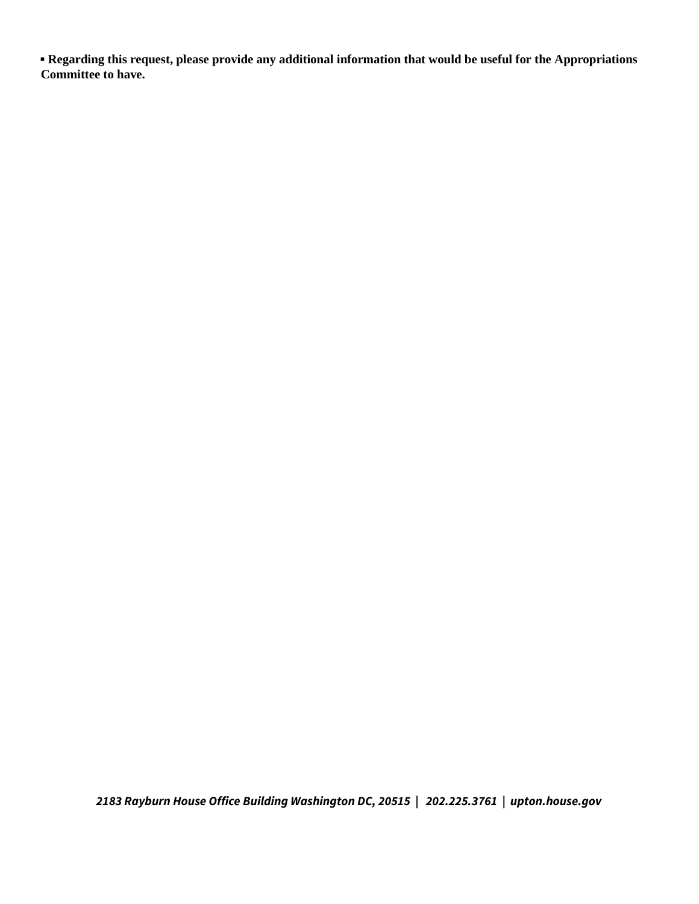- **Regarding this request, please provide any additional information that would be useful for the Appropriations Committee to have.**